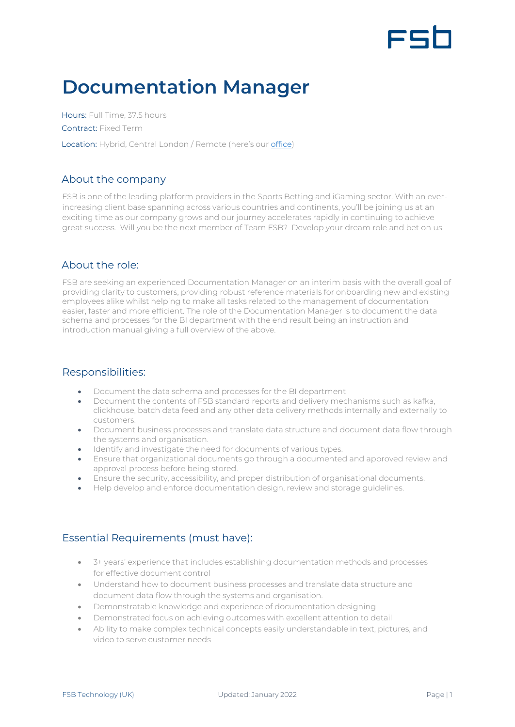# Documentation Manager

Hours: Full Time, 37.5 hours

Contract: Fixed Term

Location: Hybrid, Central London / Remote (here's our office)

## About the company

FSB is one of the leading platform providers in the Sports Betting and iGaming sector. With an ever-increasing client base spanning across various countries and continents, you'll be joining us at an exciting time as our company grows and our journey accelerates rapidly in continuing to achieve great success. Will you be the next member of Team FSB? Develop your dream role and bet on us!

## About the role:

FSB are seeking an experienced Documentation Manager on an interim basis with the overall goal of providing clarity to customers, providing robust reference materials for onboarding new and existing employees alike whilst helping to make all tasks related to the management of documentation easier, faster and more efficient. The role of the Documentation Manager is to document the data schema and processes for the BI department with the end result being an instruction and introduction manual giving a full overview of the above.

## Responsibilities:

- Document the data schema and processes for the BI department
- Document the contents of FSB standard reports and delivery mechanisms such as kafka, clickhouse, batch data feed and any other data delivery methods internally and externally to customers.
- Document business processes and translate data structure and document data flow through the systems and organisation.
- Identify and investigate the need for documents of various types.
- Ensure that organizational documents go through a documented and approved review and approval process before being stored.
- Ensure the security, accessibility, and proper distribution of organisational documents.
- Help develop and enforce documentation design, review and storage guidelines.

## Essential Requirements (must have):

- 3+ years' experience that includes establishing documentation methods and processes for effective document control
- Understand how to document business processes and translate data structure and document data flow through the systems and organisation.
- Demonstratable knowledge and experience of documentation designing
- Demonstrated focus on achieving outcomes with excellent attention to detail
- Ability to make complex technical concepts easily understandable in text, pictures, and video to serve customer needs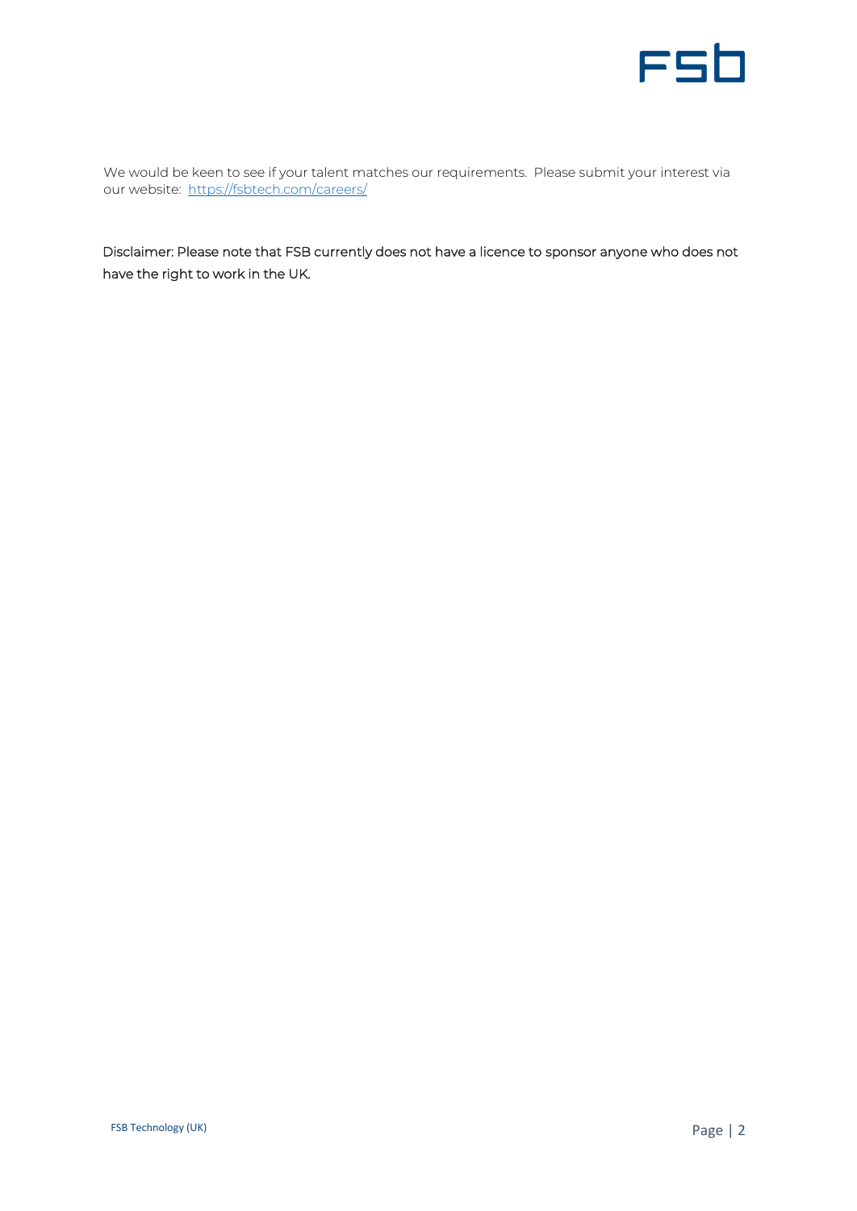We would be keen to see if your talent matches our requirements. Please submit your interest via our website: [https://fsbtech.com/careers/](https://fsbtech.com/careers/)

Disclaimer: Please note that FSB currently does not have a licence to sponsor anyone who does not have the right to work in the UK.